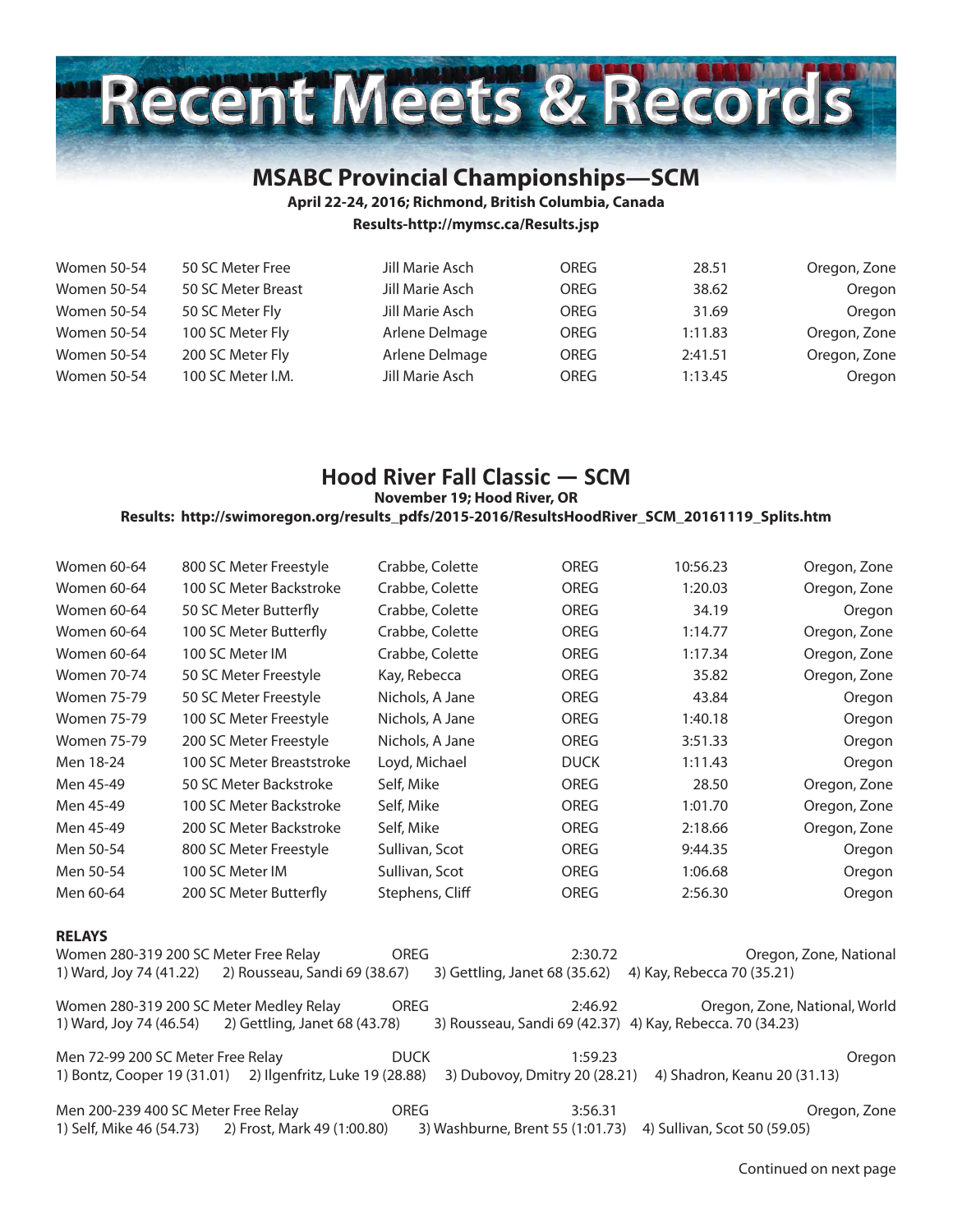# Recent Meets & Records

## MSABC Provincial Championships—SCM

**April 22-24, 2016; Richmond, British Columbia, Canada**

**Results-http://mymsc.ca/Results.jsp**

| | | | | | |
|---|---|---|---|---|---|
| Women 50-54 | 50 SC Meter Free | Jill Marie Asch | OREG | 28.51 | Oregon, Zone |
| Women 50-54 | 50 SC Meter Breast | Jill Marie Asch | OREG | 38.62 | Oregon |
| Women 50-54 | 50 SC Meter Fly | Jill Marie Asch | OREG | 31.69 | Oregon |
| Women 50-54 | 100 SC Meter Fly | Arlene Delmage | OREG | 1:11.83 | Oregon, Zone |
| Women 50-54 | 200 SC Meter Fly | Arlene Delmage | OREG | 2:41.51 | Oregon, Zone |
| Women 50-54 | 100 SC Meter I.M. | Jill Marie Asch | OREG | 1:13.45 | Oregon |

## Hood River Fall Classic — SCM

**November 19; Hood River, OR**

**Results: http://swimoregon.org/results_pdfs/2015-2016/ResultsHoodRiver_SCM_20161119_Splits.htm**

| | | | | | |
|---|---|---|---|---|---|
| Women 60-64 | 800 SC Meter Freestyle | Crabbe, Colette | OREG | 10:56.23 | Oregon, Zone |
| Women 60-64 | 100 SC Meter Backstroke | Crabbe, Colette | OREG | 1:20.03 | Oregon, Zone |
| Women 60-64 | 50 SC Meter Butterfly | Crabbe, Colette | OREG | 34.19 | Oregon |
| Women 60-64 | 100 SC Meter Butterfly | Crabbe, Colette | OREG | 1:14.77 | Oregon, Zone |
| Women 60-64 | 100 SC Meter IM | Crabbe, Colette | OREG | 1:17.34 | Oregon, Zone |
| Women 70-74 | 50 SC Meter Freestyle | Kay, Rebecca | OREG | 35.82 | Oregon, Zone |
| Women 75-79 | 50 SC Meter Freestyle | Nichols, A Jane | OREG | 43.84 | Oregon |
| Women 75-79 | 100 SC Meter Freestyle | Nichols, A Jane | OREG | 1:40.18 | Oregon |
| Women 75-79 | 200 SC Meter Freestyle | Nichols, A Jane | OREG | 3:51.33 | Oregon |
| Men 18-24 | 100 SC Meter Breaststroke | Loyd, Michael | DUCK | 1:11.43 | Oregon |
| Men 45-49 | 50 SC Meter Backstroke | Self, Mike | OREG | 28.50 | Oregon, Zone |
| Men 45-49 | 100 SC Meter Backstroke | Self, Mike | OREG | 1:01.70 | Oregon, Zone |
| Men 45-49 | 200 SC Meter Backstroke | Self, Mike | OREG | 2:18.66 | Oregon, Zone |
| Men 50-54 | 800 SC Meter Freestyle | Sullivan, Scot | OREG | 9:44.35 | Oregon |
| Men 50-54 | 100 SC Meter IM | Sullivan, Scot | OREG | 1:06.68 | Oregon |
| Men 60-64 | 200 SC Meter Butterfly | Stephens, Cliff | OREG | 2:56.30 | Oregon |

**RELAYS**

Women 280-319 200 SC Meter Free Relay — OREG — 2:30.72 — Oregon, Zone, National
1) Ward, Joy 74 (41.22) 2) Rousseau, Sandi 69 (38.67) 3) Gettling, Janet 68 (35.62) 4) Kay, Rebecca 70 (35.21)

Women 280-319 200 SC Meter Medley Relay — OREG — 2:46.92 — Oregon, Zone, National, World
1) Ward, Joy 74 (46.54) 2) Gettling, Janet 68 (43.78) 3) Rousseau, Sandi 69 (42.37) 4) Kay, Rebecca. 70 (34.23)

Men 72-99 200 SC Meter Free Relay — DUCK — 1:59.23 — Oregon
1) Bontz, Cooper 19 (31.01) 2) Ilgenfritz, Luke 19 (28.88) 3) Dubovoy, Dmitry 20 (28.21) 4) Shadron, Keanu 20 (31.13)

Men 200-239 400 SC Meter Free Relay — OREG — 3:56.31 — Oregon, Zone
1) Self, Mike 46 (54.73) 2) Frost, Mark 49 (1:00.80) 3) Washburne, Brent 55 (1:01.73) 4) Sullivan, Scot 50 (59.05)

Continued on next page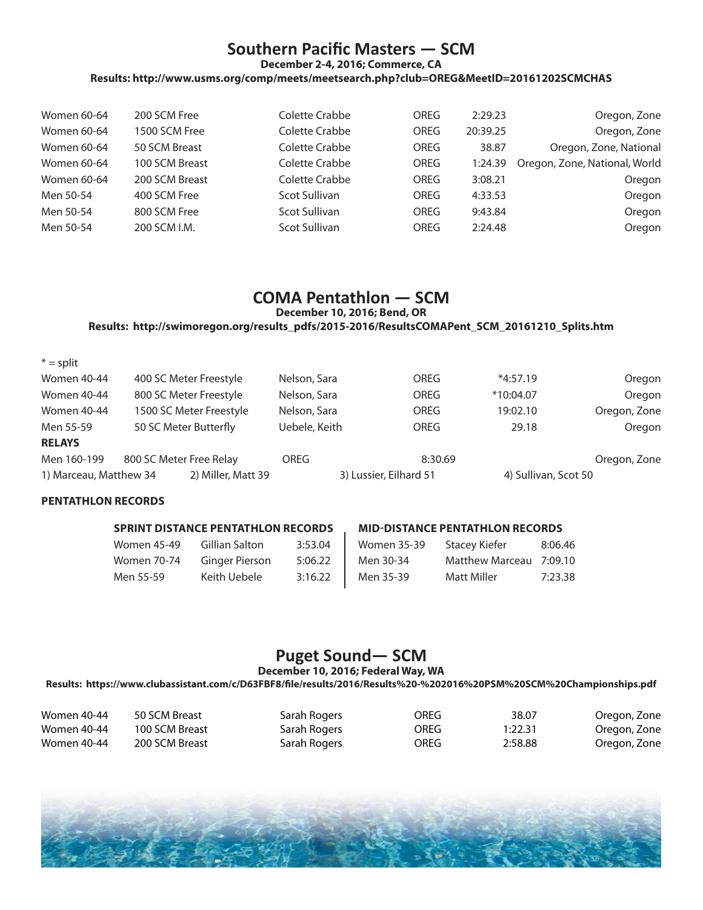## Southern Pacific Masters — SCM

**December 2-4, 2016; Commerce, CA**

**Results: http://www.usms.org/comp/meets/meetsearch.php?club=OREG&MeetID=20161202SCMCHAS**

| | | | | | |
|---|---|---|---|---|---|
| Women 60-64 | 200 SCM Free | Colette Crabbe | OREG | 2:29.23 | Oregon, Zone |
| Women 60-64 | 1500 SCM Free | Colette Crabbe | OREG | 20:39.25 | Oregon, Zone |
| Women 60-64 | 50 SCM Breast | Colette Crabbe | OREG | 38.87 | Oregon, Zone, National |
| Women 60-64 | 100 SCM Breast | Colette Crabbe | OREG | 1:24.39 | Oregon, Zone, National, World |
| Women 60-64 | 200 SCM Breast | Colette Crabbe | OREG | 3:08.21 | Oregon |
| Men 50-54 | 400 SCM Free | Scot Sullivan | OREG | 4:33.53 | Oregon |
| Men 50-54 | 800 SCM Free | Scot Sullivan | OREG | 9:43.84 | Oregon |
| Men 50-54 | 200 SCM I.M. | Scot Sullivan | OREG | 2:24.48 | Oregon |

## COMA Pentathlon — SCM

**December 10, 2016; Bend, OR**

**Results: http://swimoregon.org/results_pdfs/2015-2016/ResultsCOMAPent_SCM_20161210_Splits.htm**

* = split

| | | | | | |
|---|---|---|---|---|---|
| Women 40-44 | 400 SC Meter Freestyle | Nelson, Sara | OREG | *4:57.19 | Oregon |
| Women 40-44 | 800 SC Meter Freestyle | Nelson, Sara | OREG | *10:04.07 | Oregon |
| Women 40-44 | 1500 SC Meter Freestyle | Nelson, Sara | OREG | 19:02.10 | Oregon, Zone |
| Men 55-59 | 50 SC Meter Butterfly | Uebele, Keith | OREG | 29.18 | Oregon |

**RELAYS**

| | | | | |
|---|---|---|---|---|
| Men 160-199 | 800 SC Meter Free Relay | OREG | 8:30.69 | Oregon, Zone |

1) Marceau, Matthew 34 2) Miller, Matt 39 3) Lussier, Eilhard 51 4) Sullivan, Scot 50

**PENTATHLON RECORDS**

**SPRINT DISTANCE PENTATHLON RECORDS**

| | | |
|---|---|---|
| Women 45-49 | Gillian Salton | 3:53.04 |
| Women 70-74 | Ginger Pierson | 5:06.22 |
| Men 55-59 | Keith Uebele | 3:16.22 |

**MID-DISTANCE PENTATHLON RECORDS**

| | | |
|---|---|---|
| Women 35-39 | Stacey Kiefer | 8:06.46 |
| Men 30-34 | Matthew Marceau | 7:09.10 |
| Men 35-39 | Matt Miller | 7:23.38 |

## Puget Sound— SCM

**December 10, 2016; Federal Way, WA**

**Results: https://www.clubassistant.com/c/D63FBF8/file/results/2016/Results%20-%202016%20PSM%20SCM%20Championships.pdf**

| | | | | | |
|---|---|---|---|---|---|
| Women 40-44 | 50 SCM Breast | Sarah Rogers | OREG | 38.07 | Oregon, Zone |
| Women 40-44 | 100 SCM Breast | Sarah Rogers | OREG | 1:22.31 | Oregon, Zone |
| Women 40-44 | 200 SCM Breast | Sarah Rogers | OREG | 2:58.88 | Oregon, Zone |